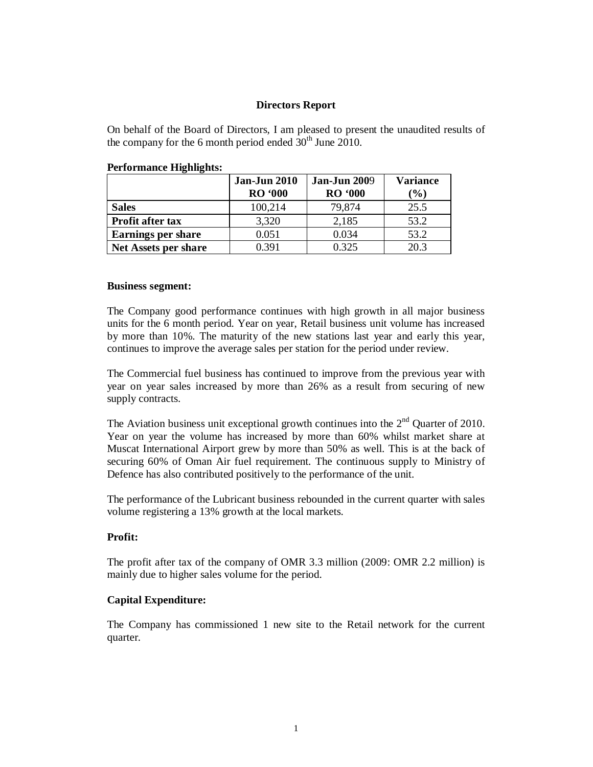# Directors Report

On behalf of the Board of Directors, I am pleased to present the unaudited results of the company for the 6 month period ended 30th June 2010.

**Performance Highlights:**

| | Jan-Jun 2010 RO '000 | Jan-Jun 2009 RO '000 | Variance (%) |
|---|---|---|---|
| **Sales** | 100,214 | 79,874 | 25.5 |
| **Profit after tax** | 3,320 | 2,185 | 53.2 |
| **Earnings per share** | 0.051 | 0.034 | 53.2 |
| **Net Assets per share** | 0.391 | 0.325 | 20.3 |

**Business segment:**

The Company good performance continues with high growth in all major business units for the 6 month period. Year on year, Retail business unit volume has increased by more than 10%. The maturity of the new stations last year and early this year, continues to improve the average sales per station for the period under review.

The Commercial fuel business has continued to improve from the previous year with year on year sales increased by more than 26% as a result from securing of new supply contracts.

The Aviation business unit exceptional growth continues into the 2nd Quarter of 2010. Year on year the volume has increased by more than 60% whilst market share at Muscat International Airport grew by more than 50% as well. This is at the back of securing 60% of Oman Air fuel requirement. The continuous supply to Ministry of Defence has also contributed positively to the performance of the unit.

The performance of the Lubricant business rebounded in the current quarter with sales volume registering a 13% growth at the local markets.

**Profit:**

The profit after tax of the company of OMR 3.3 million (2009: OMR 2.2 million) is mainly due to higher sales volume for the period.

**Capital Expenditure:**

The Company has commissioned 1 new site to the Retail network for the current quarter.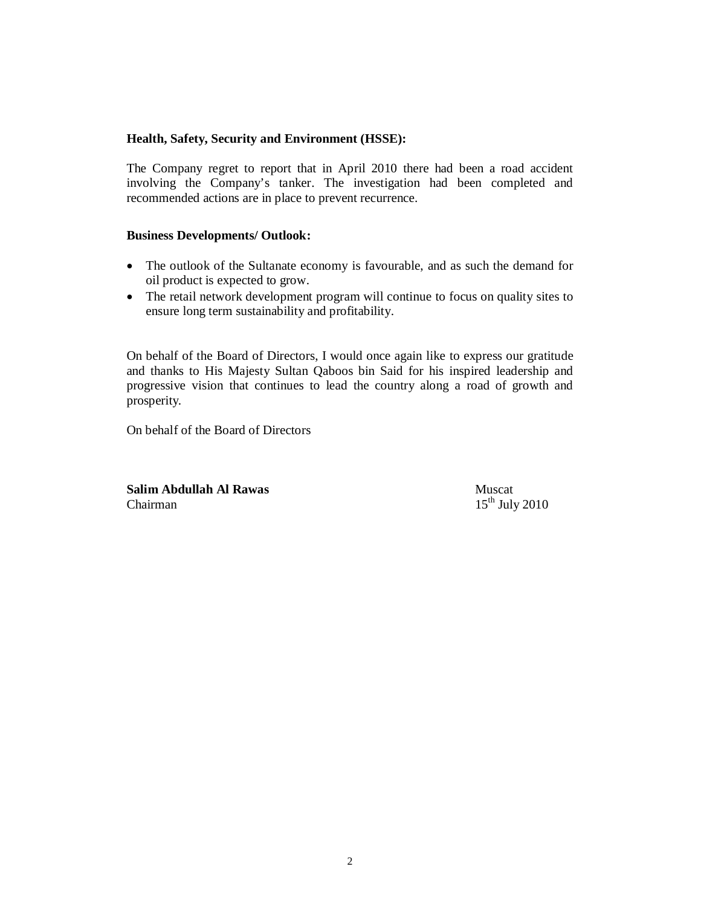**Health, Safety, Security and Environment (HSSE):**

The Company regret to report that in April 2010 there had been a road accident involving the Company's tanker. The investigation had been completed and recommended actions are in place to prevent recurrence.

**Business Developments/ Outlook:**

- The outlook of the Sultanate economy is favourable, and as such the demand for oil product is expected to grow.
- The retail network development program will continue to focus on quality sites to ensure long term sustainability and profitability.

On behalf of the Board of Directors, I would once again like to express our gratitude and thanks to His Majesty Sultan Qaboos bin Said for his inspired leadership and progressive vision that continues to lead the country along a road of growth and prosperity.

On behalf of the Board of Directors

**Salim Abdullah Al Rawas**
Chairman

Muscat
15th July 2010